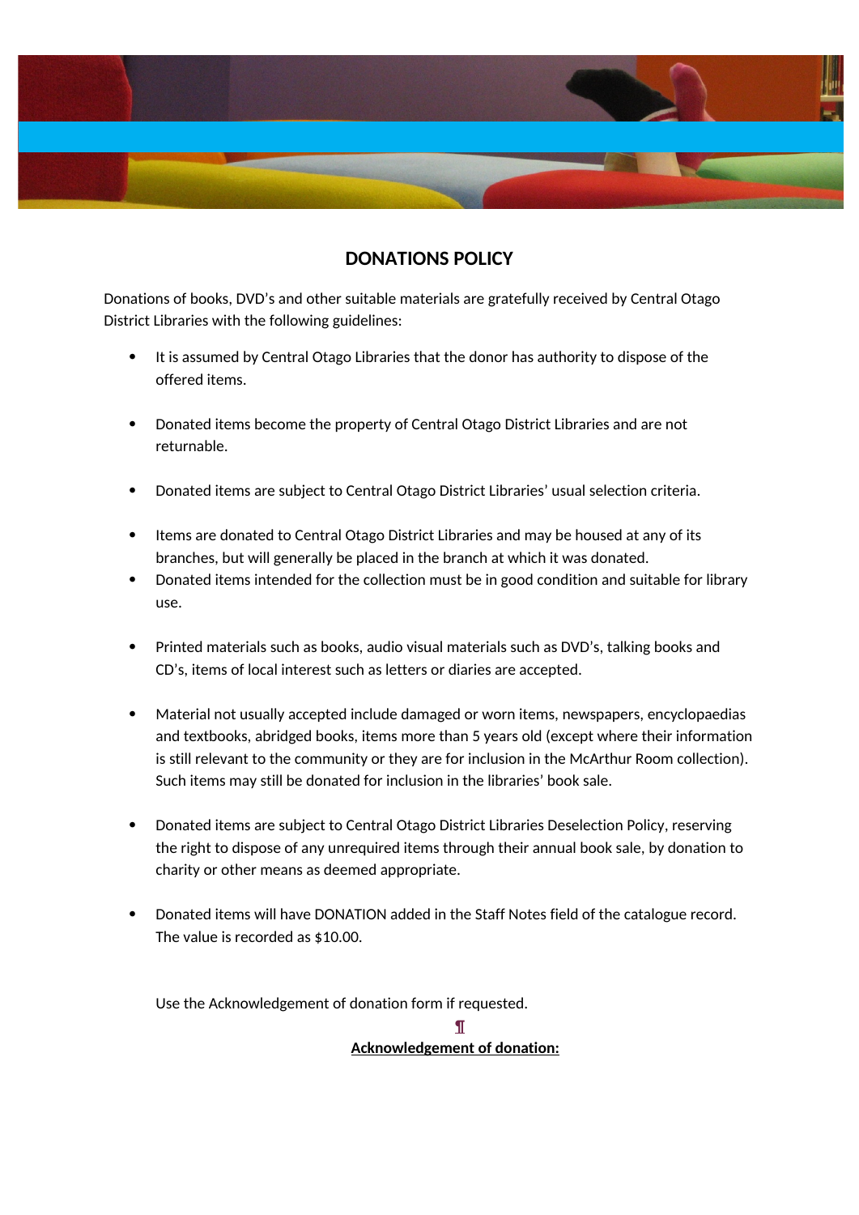# DONATIONS POLICY

Donations of books, DVD's and other suitable materials are gratefully received by Central Otago District Libraries with the following guidelines:

- It is assumed by Central Otago Libraries that the donor has authority to dispose of the offered items.

- Donated items become the property of Central Otago District Libraries and are not returnable.

- Donated items are subject to Central Otago District Libraries' usual selection criteria.

- Items are donated to Central Otago District Libraries and may be housed at any of its branches, but will generally be placed in the branch at which it was donated.
- Donated items intended for the collection must be in good condition and suitable for library use.

- Printed materials such as books, audio visual materials such as DVD's, talking books and CD's, items of local interest such as letters or diaries are accepted.

- Material not usually accepted include damaged or worn items, newspapers, encyclopaedias and textbooks, abridged books, items more than 5 years old (except where their information is still relevant to the community or they are for inclusion in the McArthur Room collection). Such items may still be donated for inclusion in the libraries' book sale.

- Donated items are subject to Central Otago District Libraries Deselection Policy, reserving the right to dispose of any unrequired items through their annual book sale, by donation to charity or other means as deemed appropriate.

- Donated items will have DONATION added in the Staff Notes field of the catalogue record. The value is recorded as $10.00.

Use the Acknowledgement of donation form if requested.

**Acknowledgement of donation:**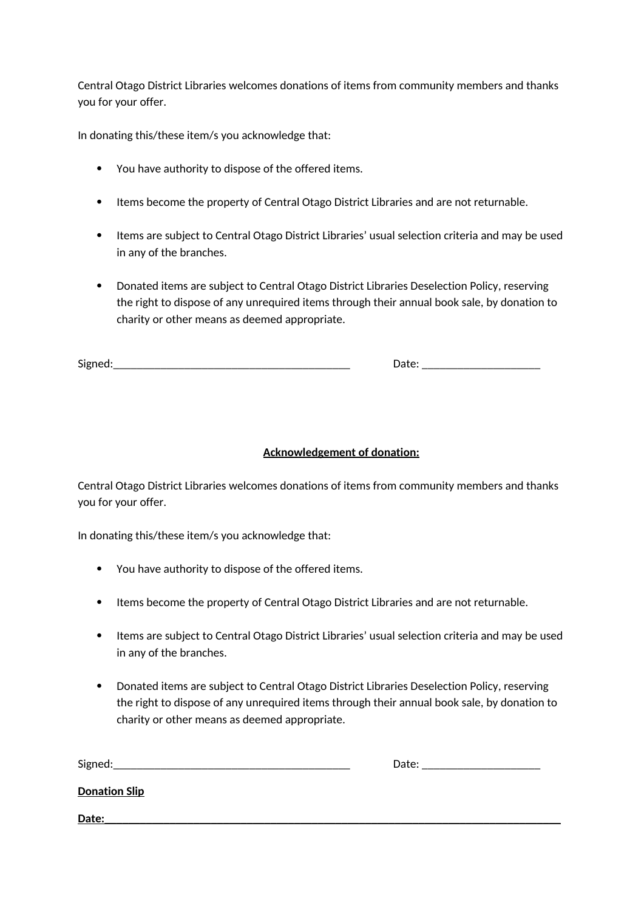Central Otago District Libraries welcomes donations of items from community members and thanks you for your offer.

In donating this/these item/s you acknowledge that:

- You have authority to dispose of the offered items.
- Items become the property of Central Otago District Libraries and are not returnable.
- Items are subject to Central Otago District Libraries' usual selection criteria and may be used in any of the branches.
- Donated items are subject to Central Otago District Libraries Deselection Policy, reserving the right to dispose of any unrequired items through their annual book sale, by donation to charity or other means as deemed appropriate.

Signed:___________________________________________ Date: _____________________

**<u>Acknowledgement of donation:</u>**

Central Otago District Libraries welcomes donations of items from community members and thanks you for your offer.

In donating this/these item/s you acknowledge that:

- You have authority to dispose of the offered items.
- Items become the property of Central Otago District Libraries and are not returnable.
- Items are subject to Central Otago District Libraries' usual selection criteria and may be used in any of the branches.
- Donated items are subject to Central Otago District Libraries Deselection Policy, reserving the right to dispose of any unrequired items through their annual book sale, by donation to charity or other means as deemed appropriate.

Signed:___________________________________________ Date: _____________________

**<u>Donation Slip</u>**

**Date:**____________________________________________________________________________________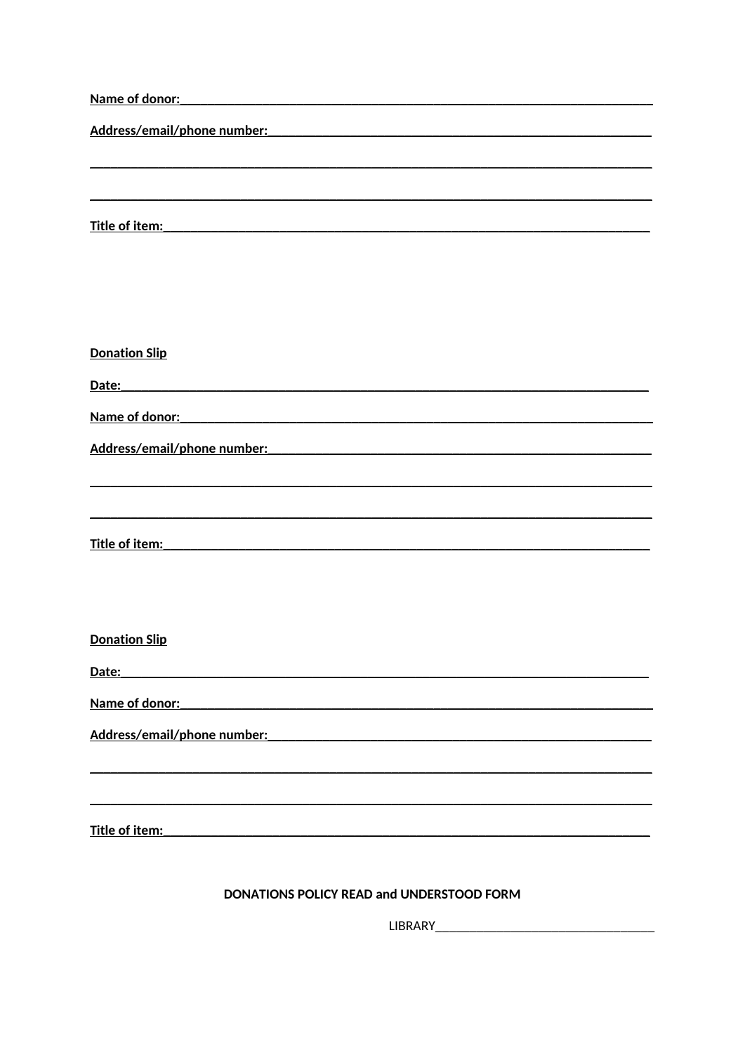**Name of donor:\_\_\_\_\_\_\_\_\_\_\_\_\_\_\_\_\_\_\_\_\_\_\_\_\_\_\_\_\_\_\_\_\_\_\_\_\_\_\_\_\_\_\_\_\_\_\_\_\_\_\_\_\_\_\_\_\_\_\_\_\_\_\_\_\_\_\_\_\_\_\_\_**

**Address/email/phone number:\_\_\_\_\_\_\_\_\_\_\_\_\_\_\_\_\_\_\_\_\_\_\_\_\_\_\_\_\_\_\_\_\_\_\_\_\_\_\_\_\_\_\_\_\_\_\_\_\_\_\_\_\_\_\_\_\_\_**

\_\_\_\_\_\_\_\_\_\_\_\_\_\_\_\_\_\_\_\_\_\_\_\_\_\_\_\_\_\_\_\_\_\_\_\_\_\_\_\_\_\_\_\_\_\_\_\_\_\_\_\_\_\_\_\_\_\_\_\_\_\_\_\_\_\_\_\_\_\_\_\_\_\_\_\_\_\_\_\_\_\_

\_\_\_\_\_\_\_\_\_\_\_\_\_\_\_\_\_\_\_\_\_\_\_\_\_\_\_\_\_\_\_\_\_\_\_\_\_\_\_\_\_\_\_\_\_\_\_\_\_\_\_\_\_\_\_\_\_\_\_\_\_\_\_\_\_\_\_\_\_\_\_\_\_\_\_\_\_\_\_\_\_\_

**Title of item:\_\_\_\_\_\_\_\_\_\_\_\_\_\_\_\_\_\_\_\_\_\_\_\_\_\_\_\_\_\_\_\_\_\_\_\_\_\_\_\_\_\_\_\_\_\_\_\_\_\_\_\_\_\_\_\_\_\_\_\_\_\_\_\_\_\_\_\_\_\_\_\_\_\_**

**Donation Slip**

**Date:\_\_\_\_\_\_\_\_\_\_\_\_\_\_\_\_\_\_\_\_\_\_\_\_\_\_\_\_\_\_\_\_\_\_\_\_\_\_\_\_\_\_\_\_\_\_\_\_\_\_\_\_\_\_\_\_\_\_\_\_\_\_\_\_\_\_\_\_\_\_\_\_\_\_\_\_\_\_\_**

**Name of donor:\_\_\_\_\_\_\_\_\_\_\_\_\_\_\_\_\_\_\_\_\_\_\_\_\_\_\_\_\_\_\_\_\_\_\_\_\_\_\_\_\_\_\_\_\_\_\_\_\_\_\_\_\_\_\_\_\_\_\_\_\_\_\_\_\_\_\_\_\_\_\_\_**

**Address/email/phone number:\_\_\_\_\_\_\_\_\_\_\_\_\_\_\_\_\_\_\_\_\_\_\_\_\_\_\_\_\_\_\_\_\_\_\_\_\_\_\_\_\_\_\_\_\_\_\_\_\_\_\_\_\_\_\_\_\_\_**

\_\_\_\_\_\_\_\_\_\_\_\_\_\_\_\_\_\_\_\_\_\_\_\_\_\_\_\_\_\_\_\_\_\_\_\_\_\_\_\_\_\_\_\_\_\_\_\_\_\_\_\_\_\_\_\_\_\_\_\_\_\_\_\_\_\_\_\_\_\_\_\_\_\_\_\_\_\_\_\_\_\_

\_\_\_\_\_\_\_\_\_\_\_\_\_\_\_\_\_\_\_\_\_\_\_\_\_\_\_\_\_\_\_\_\_\_\_\_\_\_\_\_\_\_\_\_\_\_\_\_\_\_\_\_\_\_\_\_\_\_\_\_\_\_\_\_\_\_\_\_\_\_\_\_\_\_\_\_\_\_\_\_\_\_

**Title of item:\_\_\_\_\_\_\_\_\_\_\_\_\_\_\_\_\_\_\_\_\_\_\_\_\_\_\_\_\_\_\_\_\_\_\_\_\_\_\_\_\_\_\_\_\_\_\_\_\_\_\_\_\_\_\_\_\_\_\_\_\_\_\_\_\_\_\_\_\_\_\_\_\_\_**

**Donation Slip**

**Date:\_\_\_\_\_\_\_\_\_\_\_\_\_\_\_\_\_\_\_\_\_\_\_\_\_\_\_\_\_\_\_\_\_\_\_\_\_\_\_\_\_\_\_\_\_\_\_\_\_\_\_\_\_\_\_\_\_\_\_\_\_\_\_\_\_\_\_\_\_\_\_\_\_\_\_\_\_\_\_**

**Name of donor:\_\_\_\_\_\_\_\_\_\_\_\_\_\_\_\_\_\_\_\_\_\_\_\_\_\_\_\_\_\_\_\_\_\_\_\_\_\_\_\_\_\_\_\_\_\_\_\_\_\_\_\_\_\_\_\_\_\_\_\_\_\_\_\_\_\_\_\_\_\_\_\_**

**Address/email/phone number:\_\_\_\_\_\_\_\_\_\_\_\_\_\_\_\_\_\_\_\_\_\_\_\_\_\_\_\_\_\_\_\_\_\_\_\_\_\_\_\_\_\_\_\_\_\_\_\_\_\_\_\_\_\_\_\_\_\_**

\_\_\_\_\_\_\_\_\_\_\_\_\_\_\_\_\_\_\_\_\_\_\_\_\_\_\_\_\_\_\_\_\_\_\_\_\_\_\_\_\_\_\_\_\_\_\_\_\_\_\_\_\_\_\_\_\_\_\_\_\_\_\_\_\_\_\_\_\_\_\_\_\_\_\_\_\_\_\_\_\_\_

\_\_\_\_\_\_\_\_\_\_\_\_\_\_\_\_\_\_\_\_\_\_\_\_\_\_\_\_\_\_\_\_\_\_\_\_\_\_\_\_\_\_\_\_\_\_\_\_\_\_\_\_\_\_\_\_\_\_\_\_\_\_\_\_\_\_\_\_\_\_\_\_\_\_\_\_\_\_\_\_\_\_

**Title of item:\_\_\_\_\_\_\_\_\_\_\_\_\_\_\_\_\_\_\_\_\_\_\_\_\_\_\_\_\_\_\_\_\_\_\_\_\_\_\_\_\_\_\_\_\_\_\_\_\_\_\_\_\_\_\_\_\_\_\_\_\_\_\_\_\_\_\_\_\_\_\_\_\_\_**

**DONATIONS POLICY READ and UNDERSTOOD FORM**

LIBRARY\_\_\_\_\_\_\_\_\_\_\_\_\_\_\_\_\_\_\_\_\_\_\_\_\_\_\_\_\_\_\_\_\_\_\_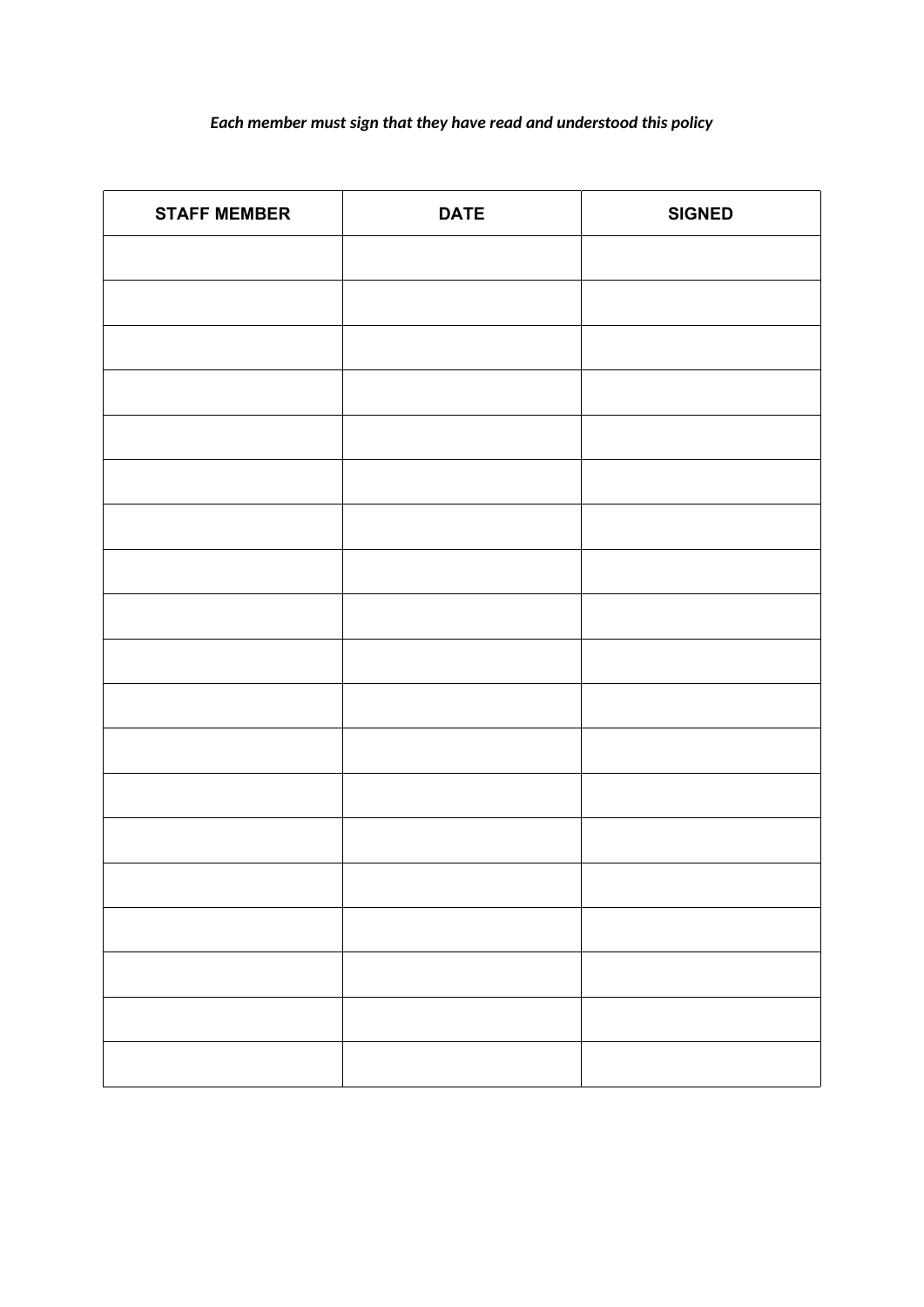*Each member must sign that they have read and understood this policy*

| STAFF MEMBER | DATE | SIGNED |
|---|---|---|
| | | |
| | | |
| | | |
| | | |
| | | |
| | | |
| | | |
| | | |
| | | |
| | | |
| | | |
| | | |
| | | |
| | | |
| | | |
| | | |
| | | |
| | | |
| | | |